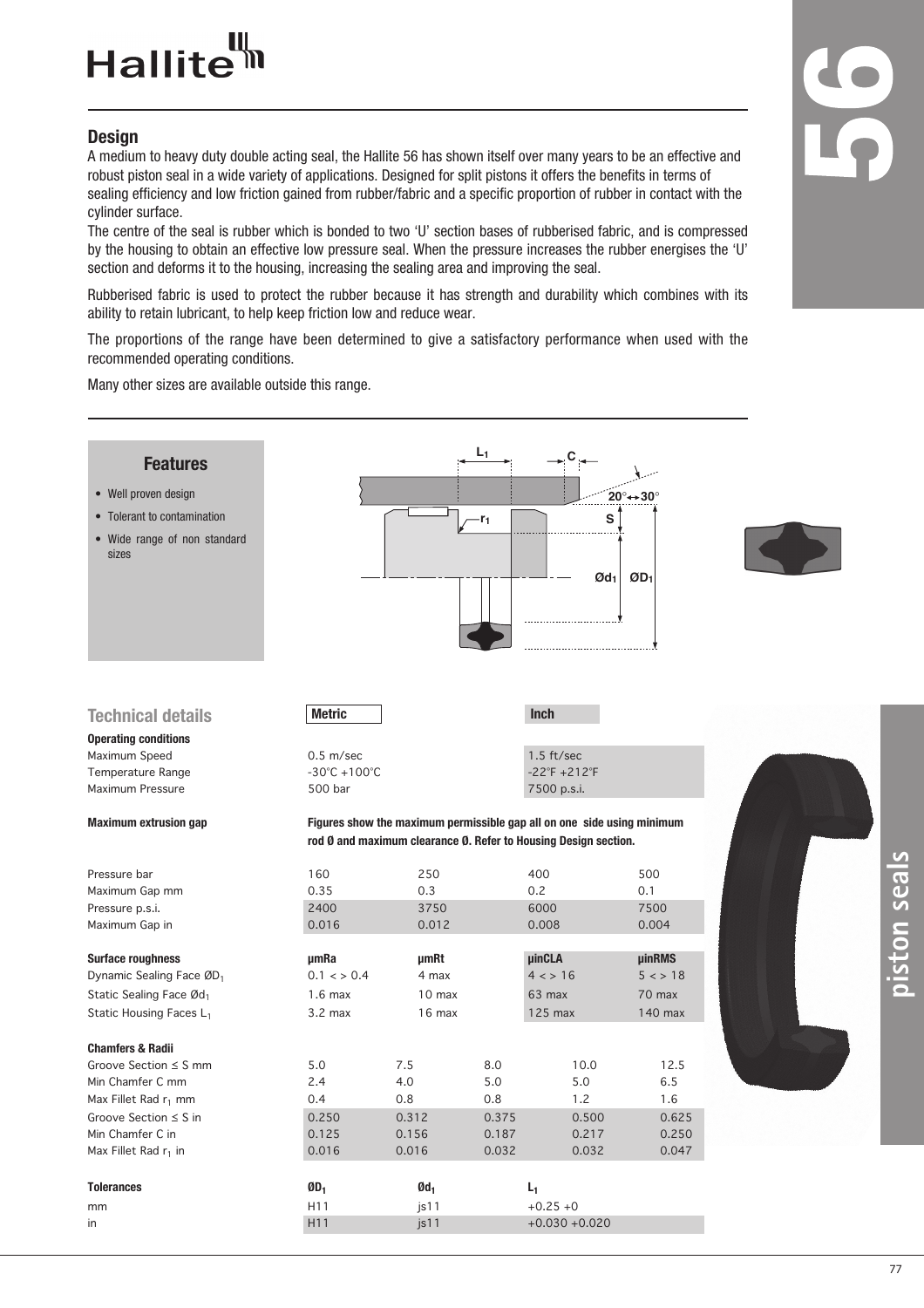Hallite

# 56

## Design

A medium to heavy duty double acting seal, the Hallite 56 has shown itself over many years to be an effective and robust piston seal in a wide variety of applications. Designed for split pistons it offers the benefits in terms of sealing efficiency and low friction gained from rubber/fabric and a specific proportion of rubber in contact with the cylinder surface.

The centre of the seal is rubber which is bonded to two 'U' section bases of rubberised fabric, and is compressed by the housing to obtain an effective low pressure seal. When the pressure increases the rubber energises the 'U' section and deforms it to the housing, increasing the sealing area and improving the seal.

Rubberised fabric is used to protect the rubber because it has strength and durability which combines with its ability to retain lubricant, to help keep friction low and reduce wear.

The proportions of the range have been determined to give a satisfactory performance when used with the recommended operating conditions.

Many other sizes are available outside this range.

### Features

- Well proven design
- Tolerant to contamination
- Wide range of non standard sizes

piston seals

## Technical details

| | Metric | Inch |
|---|---|---|
| **Operating conditions** | | |
| Maximum Speed | 0.5 m/sec | 1.5 ft/sec |
| Temperature Range | -30°C +100°C | -22°F +212°F |
| Maximum Pressure | 500 bar | 7500 p.s.i. |

**Maximum extrusion gap** — **Figures show the maximum permissible gap all on one side using minimum rod Ø and maximum clearance Ø. Refer to Housing Design section.**

| | | | | |
|---|---|---|---|---|
| Pressure bar | 160 | 250 | 400 | 500 |
| Maximum Gap mm | 0.35 | 0.3 | 0.2 | 0.1 |
| Pressure p.s.i. | 2400 | 3750 | 6000 | 7500 |
| Maximum Gap in | 0.016 | 0.012 | 0.008 | 0.004 |

| **Surface roughness** | **µmRa** | **µmRt** | **µinCLA** | **µinRMS** |
|---|---|---|---|---|
| Dynamic Sealing Face $ØD_1$ | 0.1 < > 0.4 | 4 max | 4 < > 16 | 5 < > 18 |
| Static Sealing Face $Ød_1$ | 1.6 max | 10 max | 63 max | 70 max |
| Static Housing Faces $L_1$ | 3.2 max | 16 max | 125 max | 140 max |

| **Chamfers & Radii** | | | | | |
|---|---|---|---|---|---|
| Groove Section ≤ S mm | 5.0 | 7.5 | 8.0 | 10.0 | 12.5 |
| Min Chamfer C mm | 2.4 | 4.0 | 5.0 | 5.0 | 6.5 |
| Max Fillet Rad $r_1$ mm | 0.4 | 0.8 | 0.8 | 1.2 | 1.6 |
| Groove Section ≤ S in | 0.250 | 0.312 | 0.375 | 0.500 | 0.625 |
| Min Chamfer C in | 0.125 | 0.156 | 0.187 | 0.217 | 0.250 |
| Max Fillet Rad $r_1$ in | 0.016 | 0.016 | 0.032 | 0.032 | 0.047 |

| **Tolerances** | **$ØD_1$** | **$Ød_1$** | **$L_1$** |
|---|---|---|---|
| mm | H11 | js11 | +0.25 +0 |
| in | H11 | js11 | +0.030 +0.020 |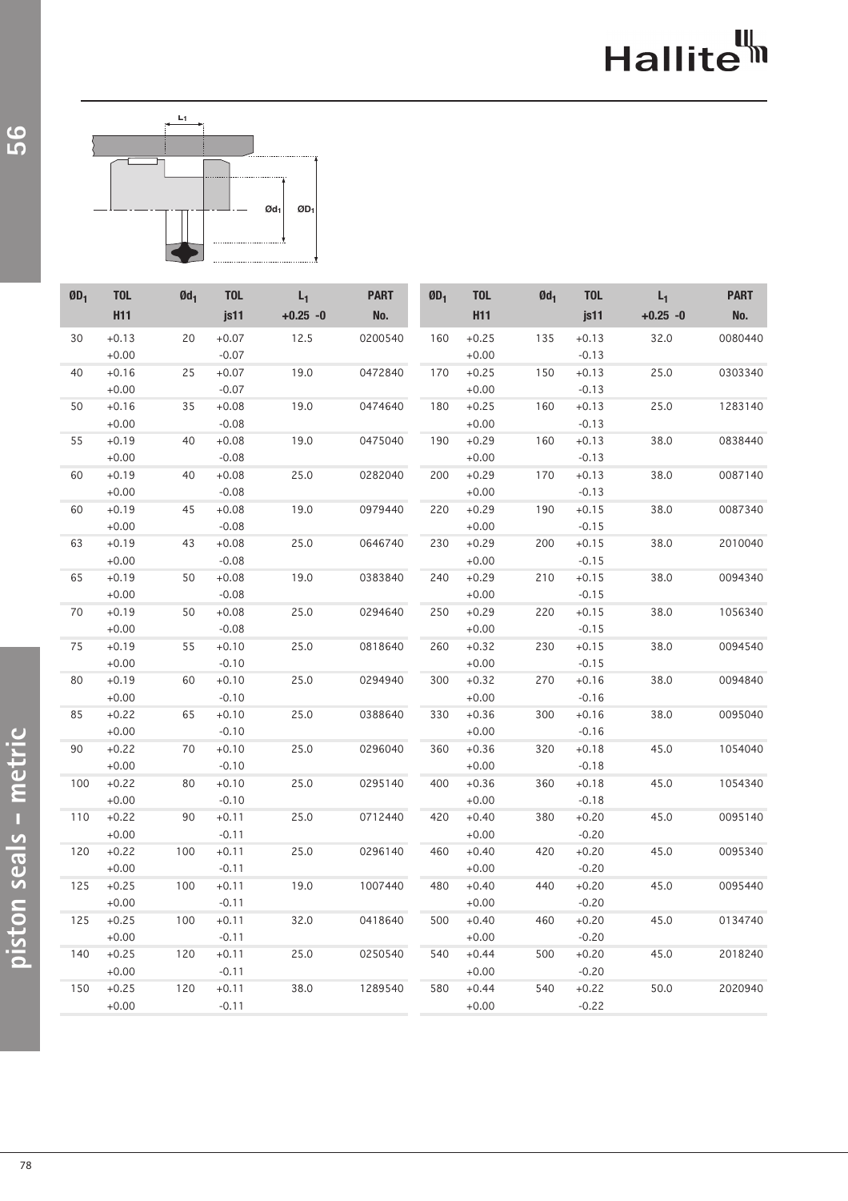| $ØD_1$ | TOL H11 | $Ød_1$ | TOL js11 | $L_1$ +0.25 -0 | PART No. |
|---|---|---|---|---|---|
| 30 | +0.13 +0.00 | 20 | +0.07 -0.07 | 12.5 | 0200540 |
| 40 | +0.16 +0.00 | 25 | +0.07 -0.07 | 19.0 | 0472840 |
| 50 | +0.16 +0.00 | 35 | +0.08 -0.08 | 19.0 | 0474640 |
| 55 | +0.19 +0.00 | 40 | +0.08 -0.08 | 19.0 | 0475040 |
| 60 | +0.19 +0.00 | 40 | +0.08 -0.08 | 25.0 | 0282040 |
| 60 | +0.19 +0.00 | 45 | +0.08 -0.08 | 19.0 | 0979440 |
| 63 | +0.19 +0.00 | 43 | +0.08 -0.08 | 25.0 | 0646740 |
| 65 | +0.19 +0.00 | 50 | +0.08 -0.08 | 19.0 | 0383840 |
| 70 | +0.19 +0.00 | 50 | +0.08 -0.08 | 25.0 | 0294640 |
| 75 | +0.19 +0.00 | 55 | +0.10 -0.10 | 25.0 | 0818640 |
| 80 | +0.19 +0.00 | 60 | +0.10 -0.10 | 25.0 | 0294940 |
| 85 | +0.22 +0.00 | 65 | +0.10 -0.10 | 25.0 | 0388640 |
| 90 | +0.22 +0.00 | 70 | +0.10 -0.10 | 25.0 | 0296040 |
| 100 | +0.22 +0.00 | 80 | +0.10 -0.10 | 25.0 | 0295140 |
| 110 | +0.22 +0.00 | 90 | +0.11 -0.11 | 25.0 | 0712440 |
| 120 | +0.22 +0.00 | 100 | +0.11 -0.11 | 25.0 | 0296140 |
| 125 | +0.25 +0.00 | 100 | +0.11 -0.11 | 19.0 | 1007440 |
| 125 | +0.25 +0.00 | 100 | +0.11 -0.11 | 32.0 | 0418640 |
| 140 | +0.25 +0.00 | 120 | +0.11 -0.11 | 25.0 | 0250540 |
| 150 | +0.25 +0.00 | 120 | +0.11 -0.11 | 38.0 | 1289540 |
| 160 | +0.25 +0.00 | 135 | +0.13 -0.13 | 32.0 | 0080440 |
| 170 | +0.25 +0.00 | 150 | +0.13 -0.13 | 25.0 | 0303340 |
| 180 | +0.25 +0.00 | 160 | +0.13 -0.13 | 25.0 | 1283140 |
| 190 | +0.29 +0.00 | 160 | +0.13 -0.13 | 38.0 | 0838440 |
| 200 | +0.29 +0.00 | 170 | +0.13 -0.13 | 38.0 | 0087140 |
| 220 | +0.29 +0.00 | 190 | +0.15 -0.15 | 38.0 | 0087340 |
| 230 | +0.29 +0.00 | 200 | +0.15 -0.15 | 38.0 | 2010040 |
| 240 | +0.29 +0.00 | 210 | +0.15 -0.15 | 38.0 | 0094340 |
| 250 | +0.29 +0.00 | 220 | +0.15 -0.15 | 38.0 | 1056340 |
| 260 | +0.32 +0.00 | 230 | +0.15 -0.15 | 38.0 | 0094540 |
| 300 | +0.32 +0.00 | 270 | +0.16 -0.16 | 38.0 | 0094840 |
| 330 | +0.36 +0.00 | 300 | +0.16 -0.16 | 38.0 | 0095040 |
| 360 | +0.36 +0.00 | 320 | +0.18 -0.18 | 45.0 | 1054040 |
| 400 | +0.36 +0.00 | 360 | +0.18 -0.18 | 45.0 | 1054340 |
| 420 | +0.40 +0.00 | 380 | +0.20 -0.20 | 45.0 | 0095140 |
| 460 | +0.40 +0.00 | 420 | +0.20 -0.20 | 45.0 | 0095340 |
| 480 | +0.40 +0.00 | 440 | +0.20 -0.20 | 45.0 | 0095440 |
| 500 | +0.40 +0.00 | 460 | +0.20 -0.20 | 45.0 | 0134740 |
| 540 | +0.44 +0.00 | 500 | +0.20 -0.20 | 45.0 | 2018240 |
| 580 | +0.44 +0.00 | 540 | +0.22 -0.22 | 50.0 | 2020940 |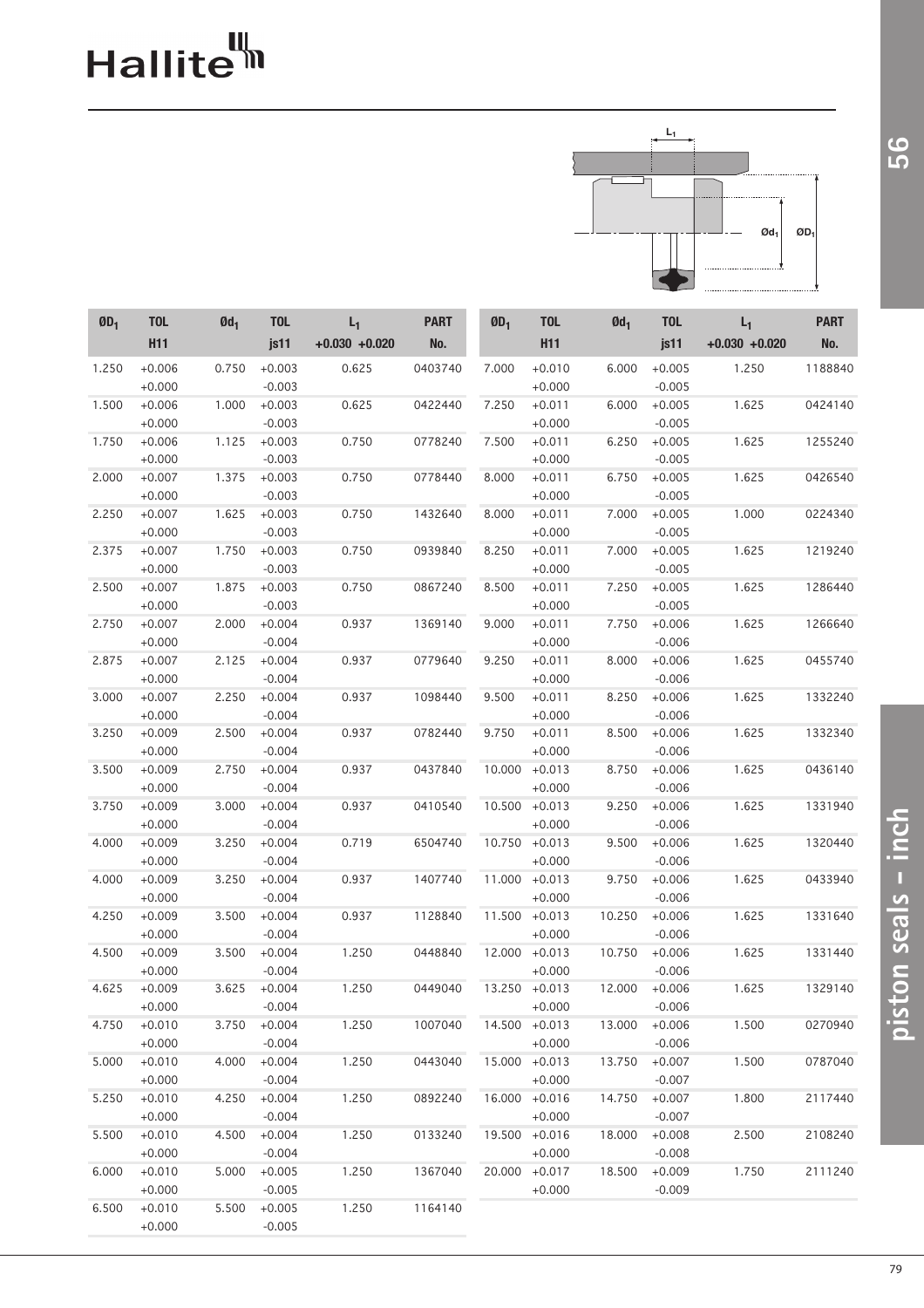| $ØD_1$ | TOL H11 | $Ød_1$ | TOL js11 | $L_1$ +0.030 +0.020 | PART No. |
|---|---|---|---|---|---|
| 1.250 | +0.006 +0.000 | 0.750 | +0.003 -0.003 | 0.625 | 0403740 |
| 1.500 | +0.006 +0.000 | 1.000 | +0.003 -0.003 | 0.625 | 0422440 |
| 1.750 | +0.006 +0.000 | 1.125 | +0.003 -0.003 | 0.750 | 0778240 |
| 2.000 | +0.007 +0.000 | 1.375 | +0.003 -0.003 | 0.750 | 0778440 |
| 2.250 | +0.007 +0.000 | 1.625 | +0.003 -0.003 | 0.750 | 1432640 |
| 2.375 | +0.007 +0.000 | 1.750 | +0.003 -0.003 | 0.750 | 0939840 |
| 2.500 | +0.007 +0.000 | 1.875 | +0.003 -0.003 | 0.750 | 0867240 |
| 2.750 | +0.007 +0.000 | 2.000 | +0.004 -0.004 | 0.937 | 1369140 |
| 2.875 | +0.007 +0.000 | 2.125 | +0.004 -0.004 | 0.937 | 0779640 |
| 3.000 | +0.007 +0.000 | 2.250 | +0.004 -0.004 | 0.937 | 1098440 |
| 3.250 | +0.009 +0.000 | 2.500 | +0.004 -0.004 | 0.937 | 0782440 |
| 3.500 | +0.009 +0.000 | 2.750 | +0.004 -0.004 | 0.937 | 0437840 |
| 3.750 | +0.009 +0.000 | 3.000 | +0.004 -0.004 | 0.937 | 0410540 |
| 4.000 | +0.009 +0.000 | 3.250 | +0.004 -0.004 | 0.719 | 6504740 |
| 4.000 | +0.009 +0.000 | 3.250 | +0.004 -0.004 | 0.937 | 1407740 |
| 4.250 | +0.009 +0.000 | 3.500 | +0.004 -0.004 | 0.937 | 1128840 |
| 4.500 | +0.009 +0.000 | 3.500 | +0.004 -0.004 | 1.250 | 0448840 |
| 4.625 | +0.009 +0.000 | 3.625 | +0.004 -0.004 | 1.250 | 0449040 |
| 4.750 | +0.010 +0.000 | 3.750 | +0.004 -0.004 | 1.250 | 1007040 |
| 5.000 | +0.010 +0.000 | 4.000 | +0.004 -0.004 | 1.250 | 0443040 |
| 5.250 | +0.010 +0.000 | 4.250 | +0.004 -0.004 | 1.250 | 0892240 |
| 5.500 | +0.010 +0.000 | 4.500 | +0.004 -0.004 | 1.250 | 0133240 |
| 6.000 | +0.010 +0.000 | 5.000 | +0.005 -0.005 | 1.250 | 1367040 |
| 6.500 | +0.010 +0.000 | 5.500 | +0.005 -0.005 | 1.250 | 1164140 |
| 7.000 | +0.010 +0.000 | 6.000 | +0.005 -0.005 | 1.250 | 1188840 |
| 7.250 | +0.011 +0.000 | 6.000 | +0.005 -0.005 | 1.625 | 0424140 |
| 7.500 | +0.011 +0.000 | 6.250 | +0.005 -0.005 | 1.625 | 1255240 |
| 8.000 | +0.011 +0.000 | 6.750 | +0.005 -0.005 | 1.625 | 0426540 |
| 8.000 | +0.011 +0.000 | 7.000 | +0.005 -0.005 | 1.000 | 0224340 |
| 8.250 | +0.011 +0.000 | 7.000 | +0.005 -0.005 | 1.625 | 1219240 |
| 8.500 | +0.011 +0.000 | 7.250 | +0.005 -0.005 | 1.625 | 1286440 |
| 9.000 | +0.011 +0.000 | 7.750 | +0.006 -0.006 | 1.625 | 1266640 |
| 9.250 | +0.011 +0.000 | 8.000 | +0.006 -0.006 | 1.625 | 0455740 |
| 9.500 | +0.011 +0.000 | 8.250 | +0.006 -0.006 | 1.625 | 1332240 |
| 9.750 | +0.011 +0.000 | 8.500 | +0.006 -0.006 | 1.625 | 1332340 |
| 10.000 | +0.013 +0.000 | 8.750 | +0.006 -0.006 | 1.625 | 0436140 |
| 10.500 | +0.013 +0.000 | 9.250 | +0.006 -0.006 | 1.625 | 1331940 |
| 10.750 | +0.013 +0.000 | 9.500 | +0.006 -0.006 | 1.625 | 1320440 |
| 11.000 | +0.013 +0.000 | 9.750 | +0.006 -0.006 | 1.625 | 0433940 |
| 11.500 | +0.013 +0.000 | 10.250 | +0.006 -0.006 | 1.625 | 1331640 |
| 12.000 | +0.013 +0.000 | 10.750 | +0.006 -0.006 | 1.625 | 1331440 |
| 13.250 | +0.013 +0.000 | 12.000 | +0.006 -0.006 | 1.625 | 1329140 |
| 14.500 | +0.013 +0.000 | 13.000 | +0.006 -0.006 | 1.500 | 0270940 |
| 15.000 | +0.013 +0.000 | 13.750 | +0.007 -0.007 | 1.500 | 0787040 |
| 16.000 | +0.016 +0.000 | 14.750 | +0.007 -0.007 | 1.800 | 2117440 |
| 19.500 | +0.016 +0.000 | 18.000 | +0.008 -0.008 | 2.500 | 2108240 |
| 20.000 | +0.017 +0.000 | 18.500 | +0.009 -0.009 | 1.750 | 2111240 |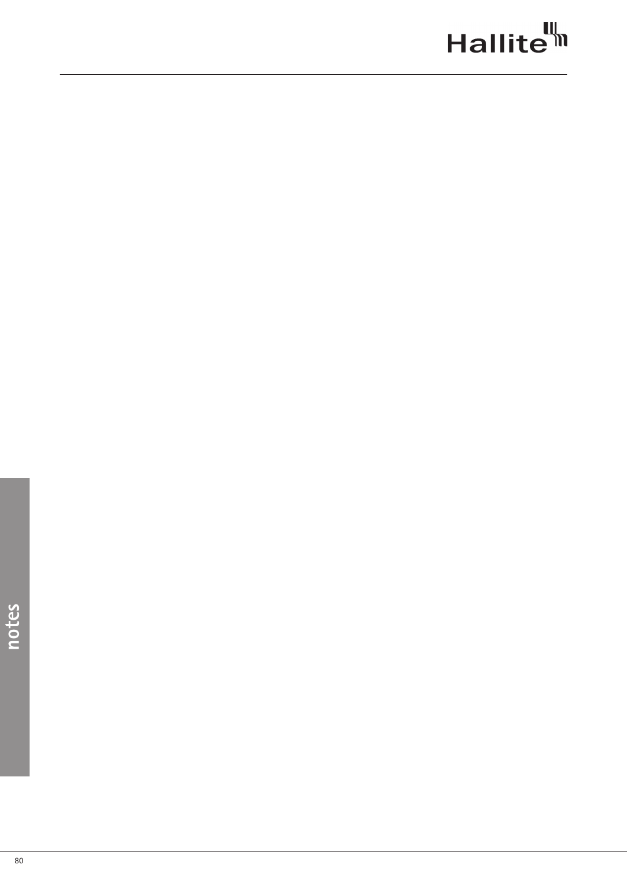# notes